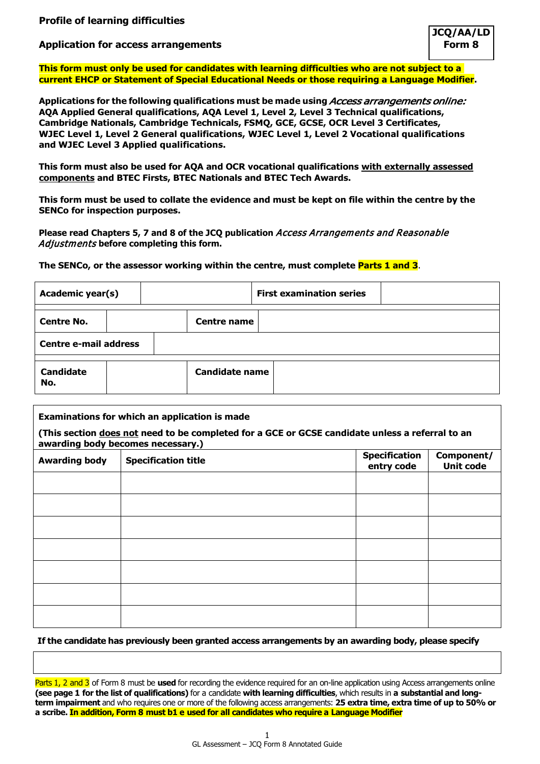**Profile of learning difficulties**

**Application for access arrangements**

**JCQ/AA/LD Form 8**

**This form must only be used for candidates with learning difficulties who are not subject to a current EHCP or Statement of Special Educational Needs or those requiring a Language Modifier.**

**Applications for the following qualifications must be made using *Access arrangements online:* AQA Applied General qualifications, AQA Level 1, Level 2, Level 3 Technical qualifications, Cambridge Nationals, Cambridge Technicals, FSMQ, GCE, GCSE, OCR Level 3 Certificates, WJEC Level 1, Level 2 General qualifications, WJEC Level 1, Level 2 Vocational qualifications and WJEC Level 3 Applied qualifications.**

**This form must also be used for AQA and OCR vocational qualifications with externally assessed components and BTEC Firsts, BTEC Nationals and BTEC Tech Awards.**

**This form must be used to collate the evidence and must be kept on file within the centre by the SENCo for inspection purposes.**

**Please read Chapters 5, 7 and 8 of the JCQ publication *Access Arrangements and Reasonable Adjustments* before completing this form.**

**The SENCo, or the assessor working within the centre, must complete Parts 1 and 3.**

| **Academic year(s)** | | **First examination series** | |
|---|---|---|---|
| **Centre No.** | | **Centre name** | |
| **Centre e-mail address** | | | |
| **Candidate No.** | | **Candidate name** | |

**Examinations for which an application is made**

**(This section does not need to be completed for a GCE or GCSE candidate unless a referral to an awarding body becomes necessary.)**

| **Awarding body** | **Specification title** | **Specification entry code** | **Component/ Unit code** |
|---|---|---|---|
| | | | |
| | | | |
| | | | |
| | | | |
| | | | |
| | | | |
| | | | |

**If the candidate has previously been granted access arrangements by an awarding body, please specify**

| |
|---|
| |

Parts 1, 2 and 3 of Form 8 must be **used** for recording the evidence required for an on-line application using Access arrangements online **(see page 1 for the list of qualifications)** for a candidate **with learning difficulties**, which results in **a substantial and long-term impairment** and who requires one or more of the following access arrangements: **25 extra time, extra time of up to 50% or a scribe. In addition, Form 8 must b1 e used for all candidates who require a Language Modifier**

GL Assessment – JCQ Form 8 Annotated Guide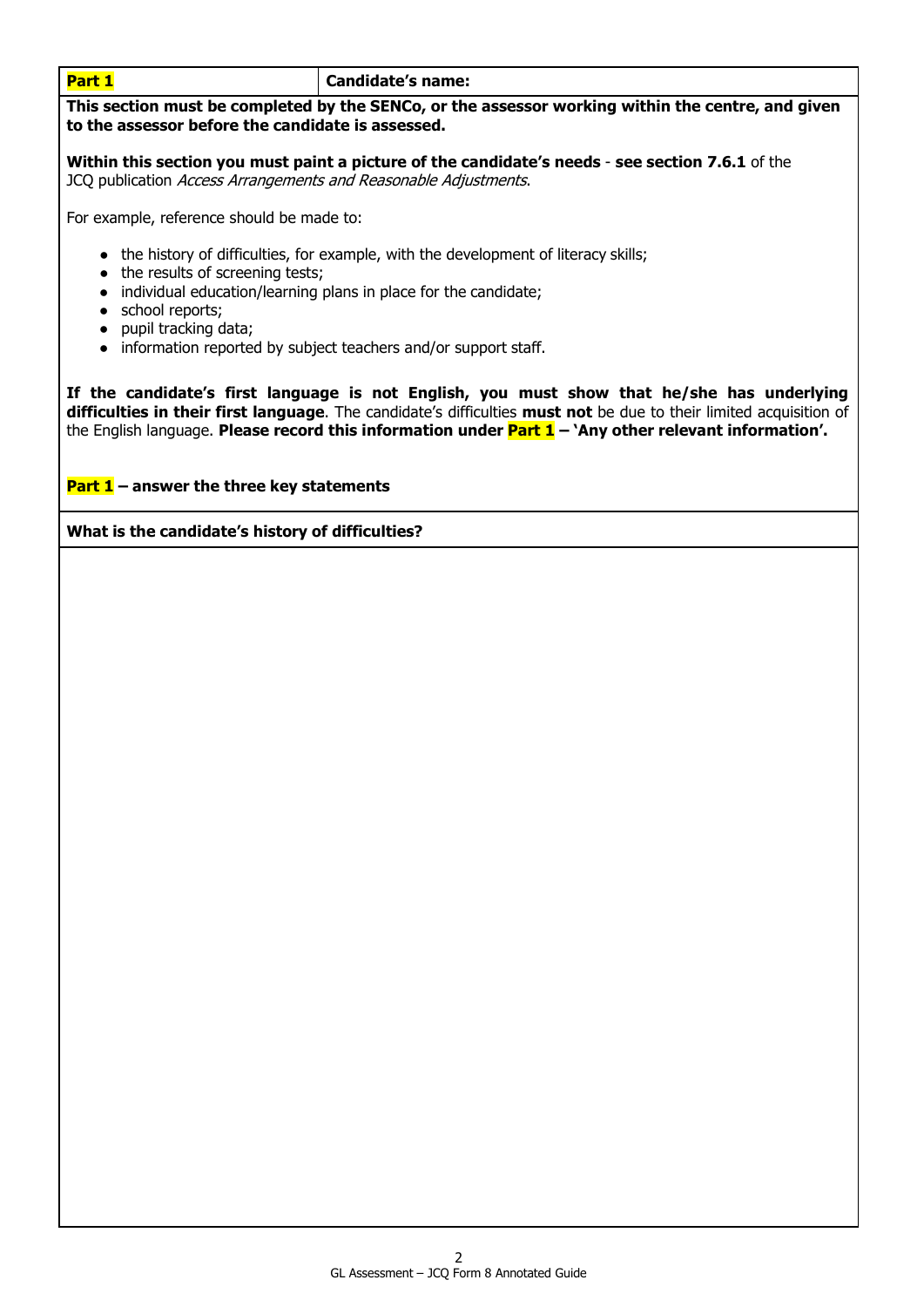| **Part 1** | **Candidate's name:** |
| --- | --- |

**This section must be completed by the SENCo, or the assessor working within the centre, and given to the assessor before the candidate is assessed.**

**Within this section you must paint a picture of the candidate's needs** - **see section 7.6.1** of the JCQ publication *Access Arrangements and Reasonable Adjustments*.

For example, reference should be made to:

- the history of difficulties, for example, with the development of literacy skills;
- the results of screening tests;
- individual education/learning plans in place for the candidate;
- school reports;
- pupil tracking data;
- information reported by subject teachers and/or support staff.

**If the candidate's first language is not English, you must show that he/she has underlying difficulties in their first language**. The candidate's difficulties **must not** be due to their limited acquisition of the English language. **Please record this information under Part 1 – 'Any other relevant information'.**

**Part 1 – answer the three key statements**

**What is the candidate's history of difficulties?**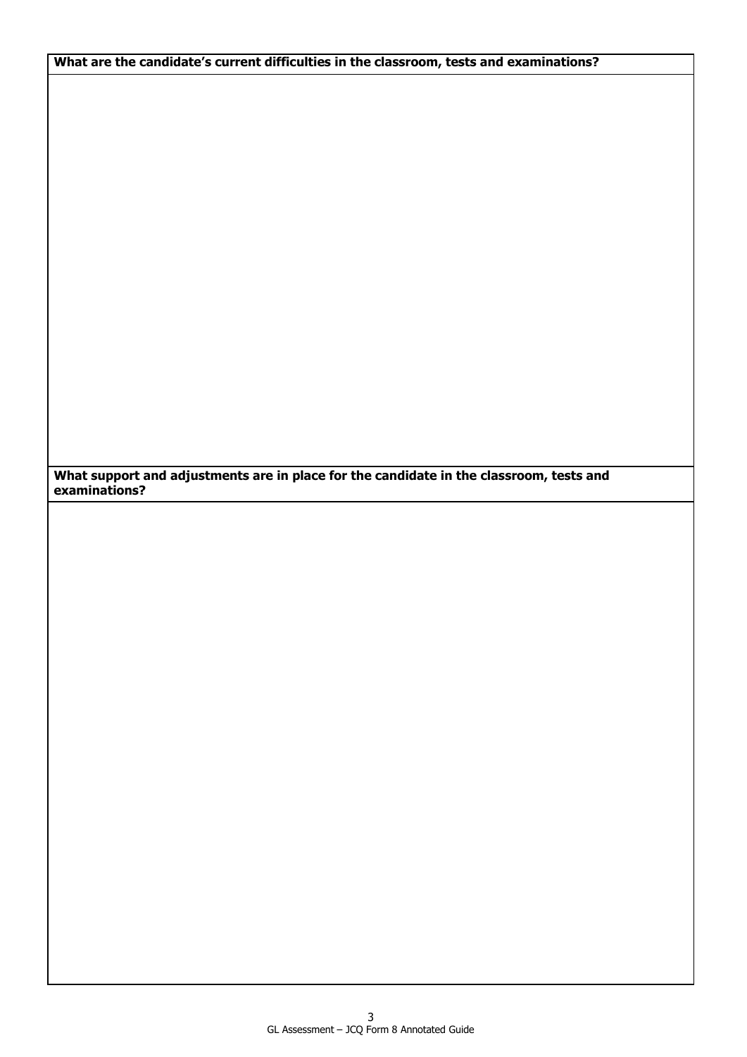| What are the candidate's current difficulties in the classroom, tests and examinations? |
| --- |
| |

| What support and adjustments are in place for the candidate in the classroom, tests and examinations? |
| --- |
| |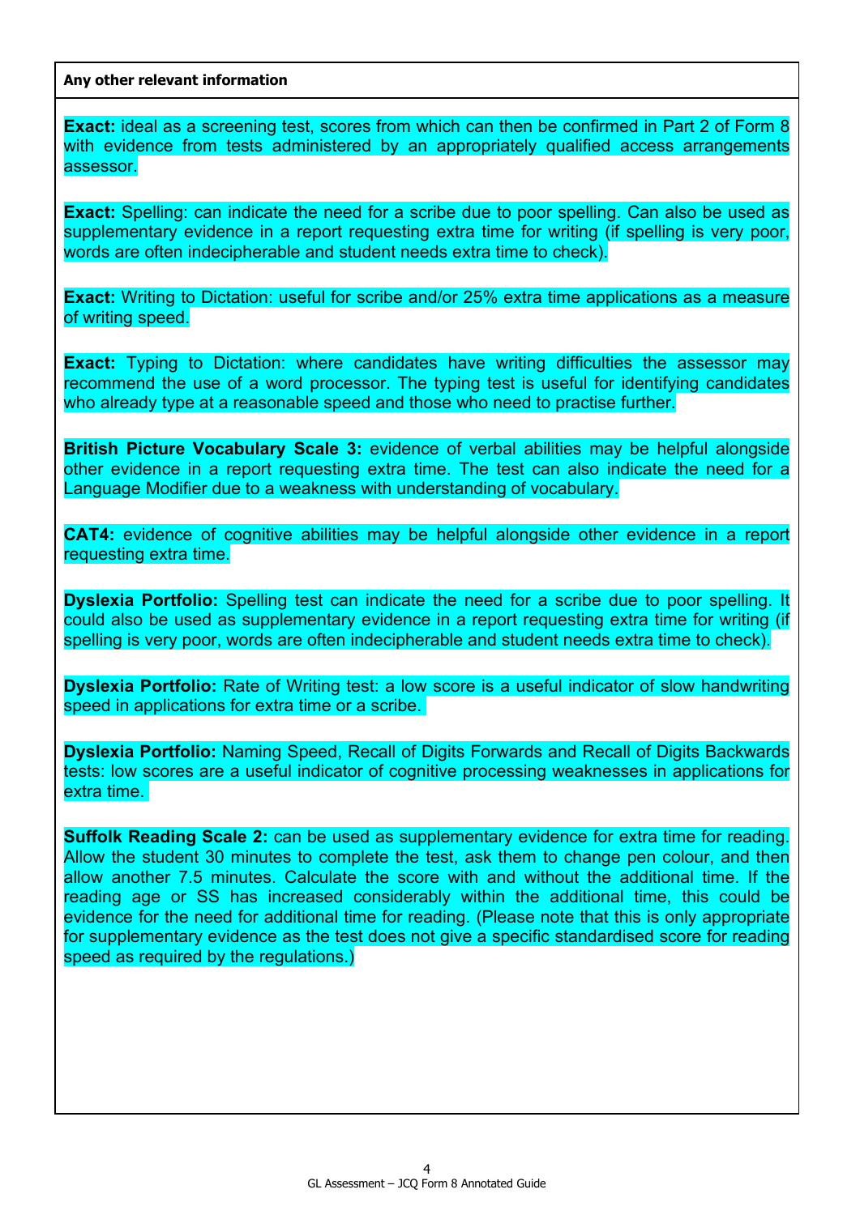**Any other relevant information**

**Exact:** ideal as a screening test, scores from which can then be confirmed in Part 2 of Form 8 with evidence from tests administered by an appropriately qualified access arrangements assessor.

**Exact:** Spelling: can indicate the need for a scribe due to poor spelling. Can also be used as supplementary evidence in a report requesting extra time for writing (if spelling is very poor, words are often indecipherable and student needs extra time to check).

**Exact:** Writing to Dictation: useful for scribe and/or 25% extra time applications as a measure of writing speed.

**Exact:** Typing to Dictation: where candidates have writing difficulties the assessor may recommend the use of a word processor. The typing test is useful for identifying candidates who already type at a reasonable speed and those who need to practise further.

**British Picture Vocabulary Scale 3:** evidence of verbal abilities may be helpful alongside other evidence in a report requesting extra time. The test can also indicate the need for a Language Modifier due to a weakness with understanding of vocabulary.

**CAT4:** evidence of cognitive abilities may be helpful alongside other evidence in a report requesting extra time.

**Dyslexia Portfolio:** Spelling test can indicate the need for a scribe due to poor spelling. It could also be used as supplementary evidence in a report requesting extra time for writing (if spelling is very poor, words are often indecipherable and student needs extra time to check).

**Dyslexia Portfolio:** Rate of Writing test: a low score is a useful indicator of slow handwriting speed in applications for extra time or a scribe.

**Dyslexia Portfolio:** Naming Speed, Recall of Digits Forwards and Recall of Digits Backwards tests: low scores are a useful indicator of cognitive processing weaknesses in applications for extra time.

**Suffolk Reading Scale 2:** can be used as supplementary evidence for extra time for reading. Allow the student 30 minutes to complete the test, ask them to change pen colour, and then allow another 7.5 minutes. Calculate the score with and without the additional time. If the reading age or SS has increased considerably within the additional time, this could be evidence for the need for additional time for reading. (Please note that this is only appropriate for supplementary evidence as the test does not give a specific standardised score for reading speed as required by the regulations.)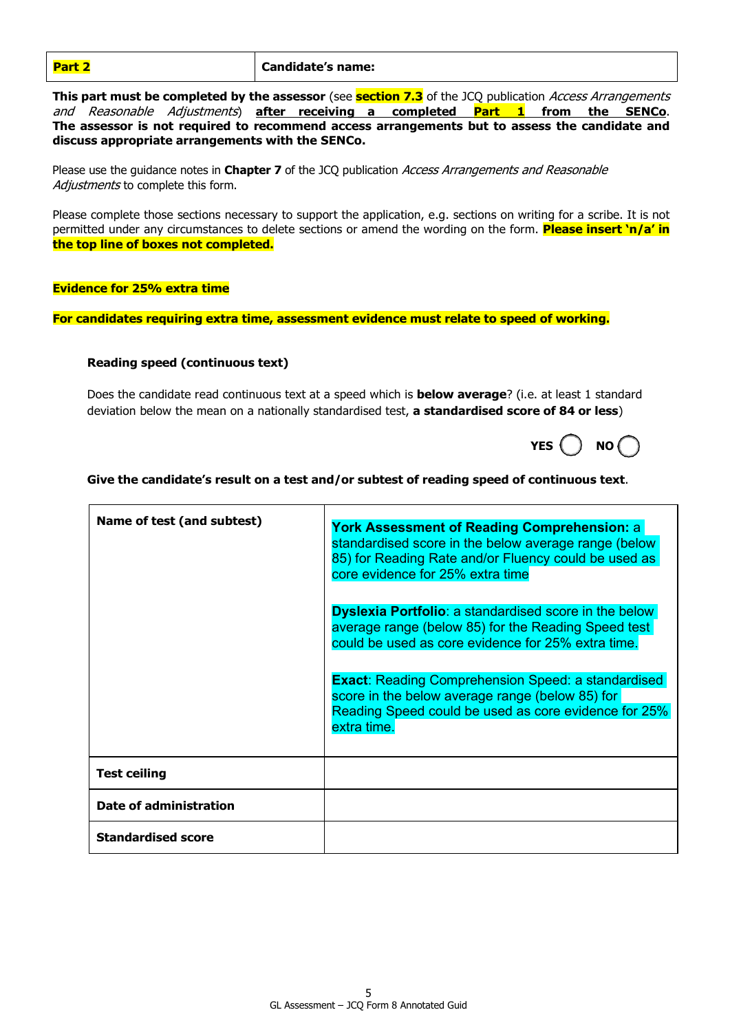| **Part 2** | **Candidate's name:** |
|---|---|

**This part must be completed by the assessor** (see **section 7.3** of the JCQ publication *Access Arrangements and Reasonable Adjustments*) **after receiving a completed Part 1 from the SENCo. The assessor is not required to recommend access arrangements but to assess the candidate and discuss appropriate arrangements with the SENCo.**

Please use the guidance notes in **Chapter 7** of the JCQ publication *Access Arrangements and Reasonable Adjustments* to complete this form.

Please complete those sections necessary to support the application, e.g. sections on writing for a scribe. It is not permitted under any circumstances to delete sections or amend the wording on the form. **Please insert 'n/a' in the top line of boxes not completed.**

**Evidence for 25% extra time**

**For candidates requiring extra time, assessment evidence must relate to speed of working.**

**Reading speed (continuous text)**

Does the candidate read continuous text at a speed which is **below average**? (i.e. at least 1 standard deviation below the mean on a nationally standardised test, **a standardised score of 84 or less**)

**YES** ◯ **NO** ◯

**Give the candidate's result on a test and/or subtest of reading speed of continuous text**.

| **Name of test (and subtest)** | **York Assessment of Reading Comprehension:** a standardised score in the below average range (below 85) for Reading Rate and/or Fluency could be used as core evidence for 25% extra time<br><br>**Dyslexia Portfolio**: a standardised score in the below average range (below 85) for the Reading Speed test could be used as core evidence for 25% extra time.<br><br>**Exact**: Reading Comprehension Speed: a standardised score in the below average range (below 85) for Reading Speed could be used as core evidence for 25% extra time. |
|---|---|
| **Test ceiling** | |
| **Date of administration** | |
| **Standardised score** | |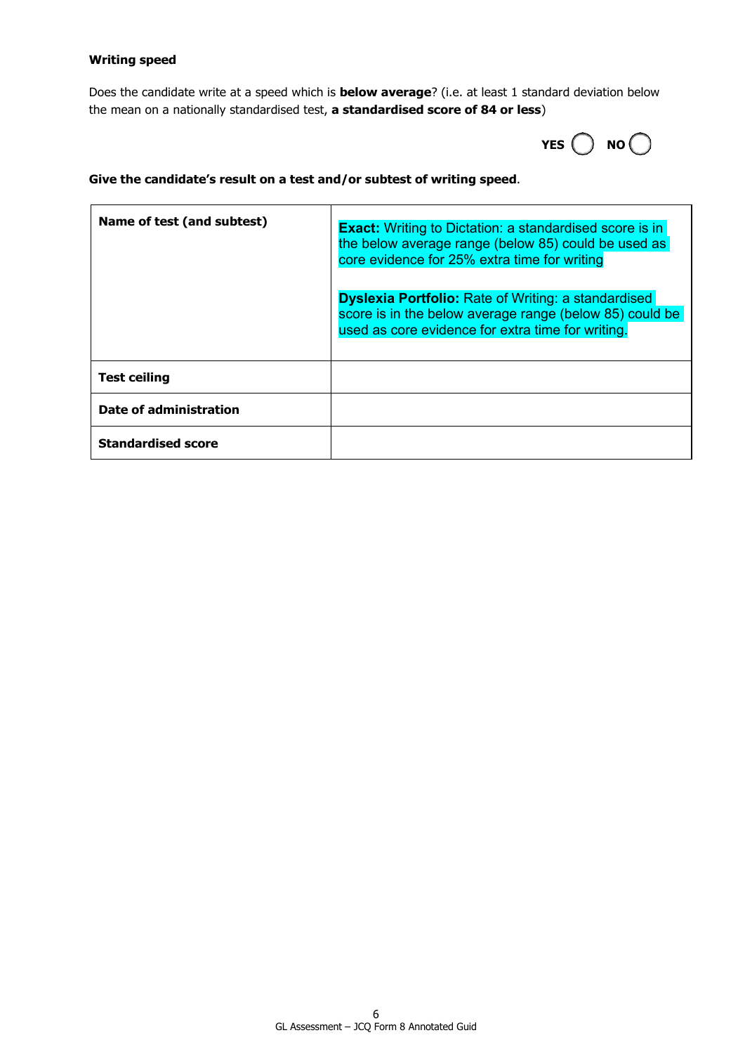**Writing speed**

Does the candidate write at a speed which is **below average**? (i.e. at least 1 standard deviation below the mean on a nationally standardised test, **a standardised score of 84 or less**)

YES ◯ NO ◯

**Give the candidate's result on a test and/or subtest of writing speed**.

| | |
|---|---|
| **Name of test (and subtest)** | **Exact:** Writing to Dictation: a standardised score is in the below average range (below 85) could be used as core evidence for 25% extra time for writing<br><br>**Dyslexia Portfolio:** Rate of Writing: a standardised score is in the below average range (below 85) could be used as core evidence for extra time for writing. |
| **Test ceiling** | |
| **Date of administration** | |
| **Standardised score** | |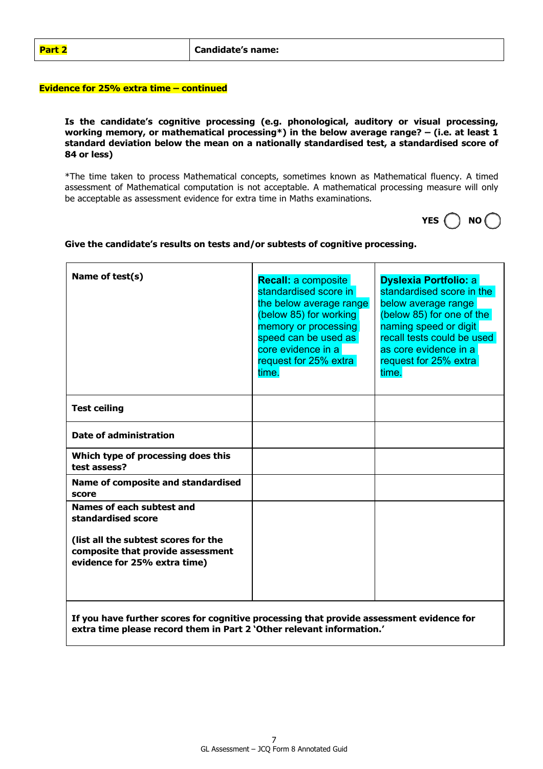| **Part 2** | **Candidate's name:** |
|---|---|

**Evidence for 25% extra time – continued**

**Is the candidate's cognitive processing (e.g. phonological, auditory or visual processing, working memory, or mathematical processing*) in the below average range? – (i.e. at least 1 standard deviation below the mean on a nationally standardised test, a standardised score of 84 or less)**

*The time taken to process Mathematical concepts, sometimes known as Mathematical fluency. A timed assessment of Mathematical computation is not acceptable. A mathematical processing measure will only be acceptable as assessment evidence for extra time in Maths examinations.

**YES** ◯ **NO** ◯

**Give the candidate's results on tests and/or subtests of cognitive processing.**

| **Name of test(s)** | **Recall:** a composite standardised score in the below average range (below 85) for working memory or processing speed can be used as core evidence in a request for 25% extra time. | **Dyslexia Portfolio:** a standardised score in the below average range (below 85) for one of the naming speed or digit recall tests could be used as core evidence in a request for 25% extra time. |
|---|---|---|
| **Test ceiling** | | |
| **Date of administration** | | |
| **Which type of processing does this test assess?** | | |
| **Name of composite and standardised score** | | |
| **Names of each subtest and standardised score**<br><br>**(list all the subtest scores for the composite that provide assessment evidence for 25% extra time)** | | |

**If you have further scores for cognitive processing that provide assessment evidence for extra time please record them in Part 2 'Other relevant information.'**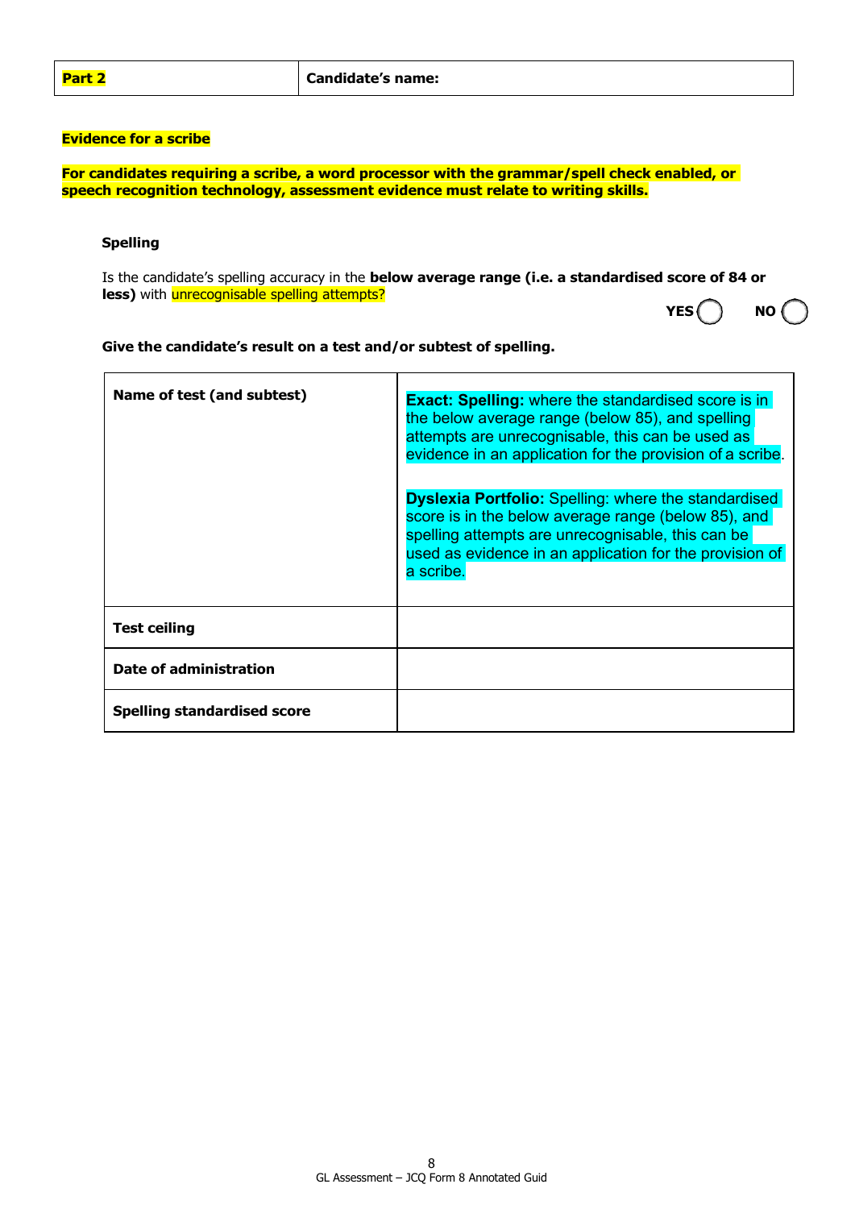| Part 2 | Candidate's name: |
| --- | --- |

**Evidence for a scribe**

**For candidates requiring a scribe, a word processor with the grammar/spell check enabled, or speech recognition technology, assessment evidence must relate to writing skills.**

**Spelling**

Is the candidate's spelling accuracy in the **below average range (i.e. a standardised score of 84 or less)** with unrecognisable spelling attempts?

**YES** ◯ **NO** ◯

**Give the candidate's result on a test and/or subtest of spelling.**

| | |
| --- | --- |
| **Name of test (and subtest)** | **Exact: Spelling:** where the standardised score is in the below average range (below 85), and spelling attempts are unrecognisable, this can be used as evidence in an application for the provision of a scribe.<br><br>**Dyslexia Portfolio:** Spelling: where the standardised score is in the below average range (below 85), and spelling attempts are unrecognisable, this can be used as evidence in an application for the provision of a scribe. |
| **Test ceiling** | |
| **Date of administration** | |
| **Spelling standardised score** | |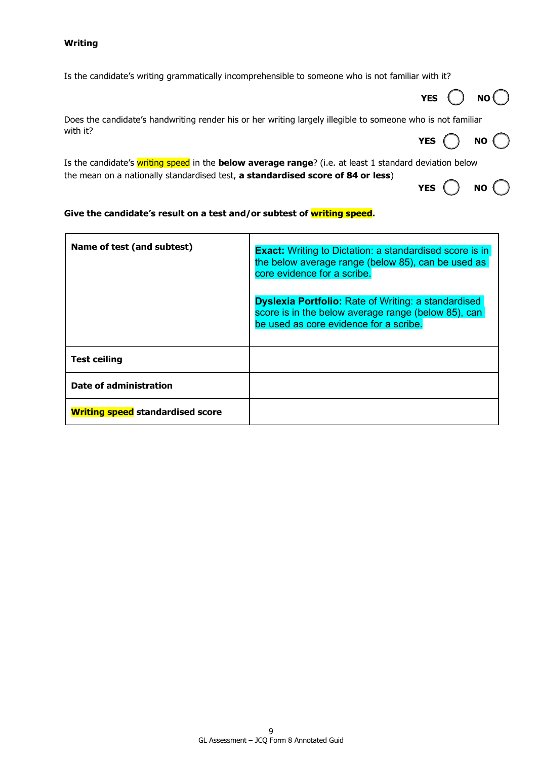**Writing**

Is the candidate's writing grammatically incomprehensible to someone who is not familiar with it?

YES ◯ NO ◯

Does the candidate's handwriting render his or her writing largely illegible to someone who is not familiar with it?

YES ◯ NO ◯

Is the candidate's writing speed in the **below average range**? (i.e. at least 1 standard deviation below the mean on a nationally standardised test, **a standardised score of 84 or less**)

YES ◯ NO ◯

**Give the candidate's result on a test and/or subtest of writing speed.**

| **Name of test (and subtest)** | **Exact:** Writing to Dictation: a standardised score is in the below average range (below 85), can be used as core evidence for a scribe.<br><br>**Dyslexia Portfolio:** Rate of Writing: a standardised score is in the below average range (below 85), can be used as core evidence for a scribe. |
|---|---|
| **Test ceiling** | |
| **Date of administration** | |
| **Writing speed standardised score** | |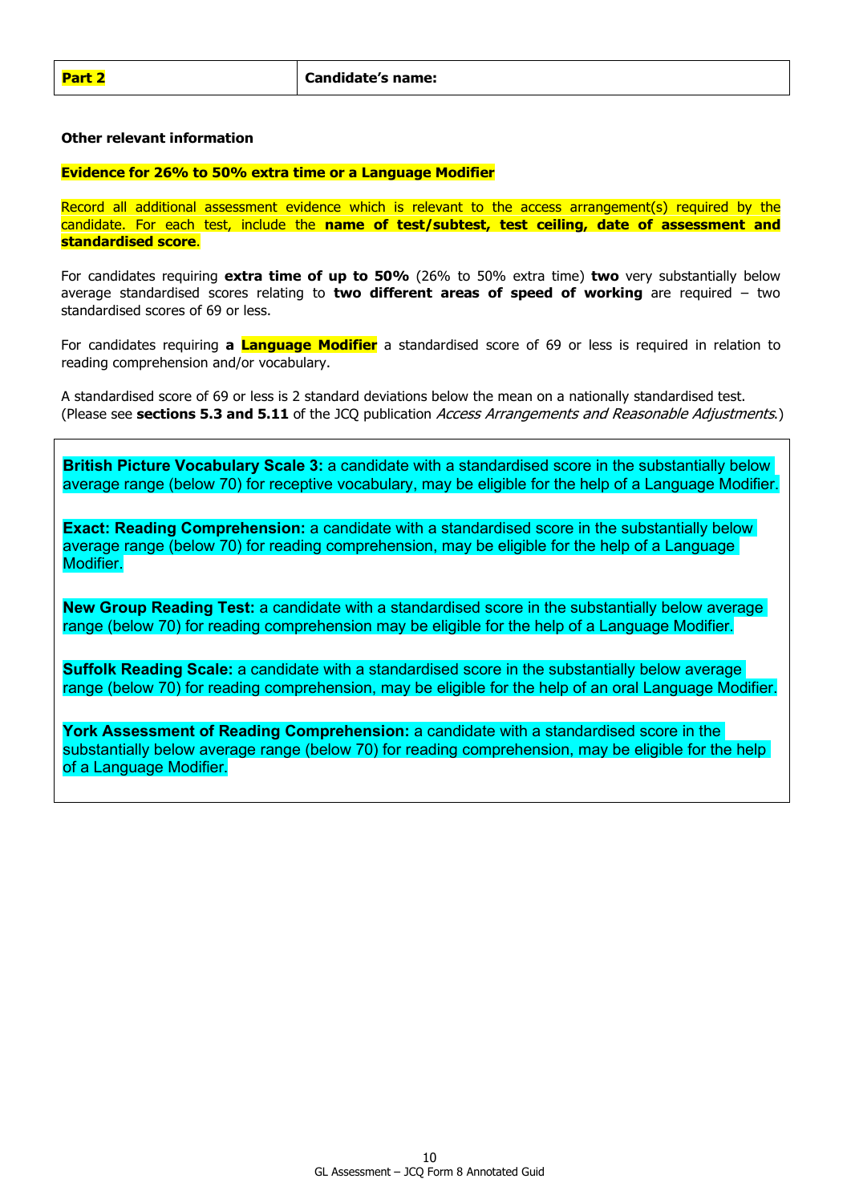| **Part 2** | **Candidate's name:** |
|---|---|

**Other relevant information**

**Evidence for 26% to 50% extra time or a Language Modifier**

Record all additional assessment evidence which is relevant to the access arrangement(s) required by the candidate. For each test, include the **name of test/subtest, test ceiling, date of assessment and standardised score**.

For candidates requiring **extra time of up to 50%** (26% to 50% extra time) **two** very substantially below average standardised scores relating to **two different areas of speed of working** are required – two standardised scores of 69 or less.

For candidates requiring **a Language Modifier** a standardised score of 69 or less is required in relation to reading comprehension and/or vocabulary.

A standardised score of 69 or less is 2 standard deviations below the mean on a nationally standardised test. (Please see **sections 5.3 and 5.11** of the JCQ publication *Access Arrangements and Reasonable Adjustments.*)

**British Picture Vocabulary Scale 3:** a candidate with a standardised score in the substantially below average range (below 70) for receptive vocabulary, may be eligible for the help of a Language Modifier.

**Exact: Reading Comprehension:** a candidate with a standardised score in the substantially below average range (below 70) for reading comprehension, may be eligible for the help of a Language Modifier.

**New Group Reading Test:** a candidate with a standardised score in the substantially below average range (below 70) for reading comprehension may be eligible for the help of a Language Modifier.

**Suffolk Reading Scale:** a candidate with a standardised score in the substantially below average range (below 70) for reading comprehension, may be eligible for the help of an oral Language Modifier.

**York Assessment of Reading Comprehension:** a candidate with a standardised score in the substantially below average range (below 70) for reading comprehension, may be eligible for the help of a Language Modifier.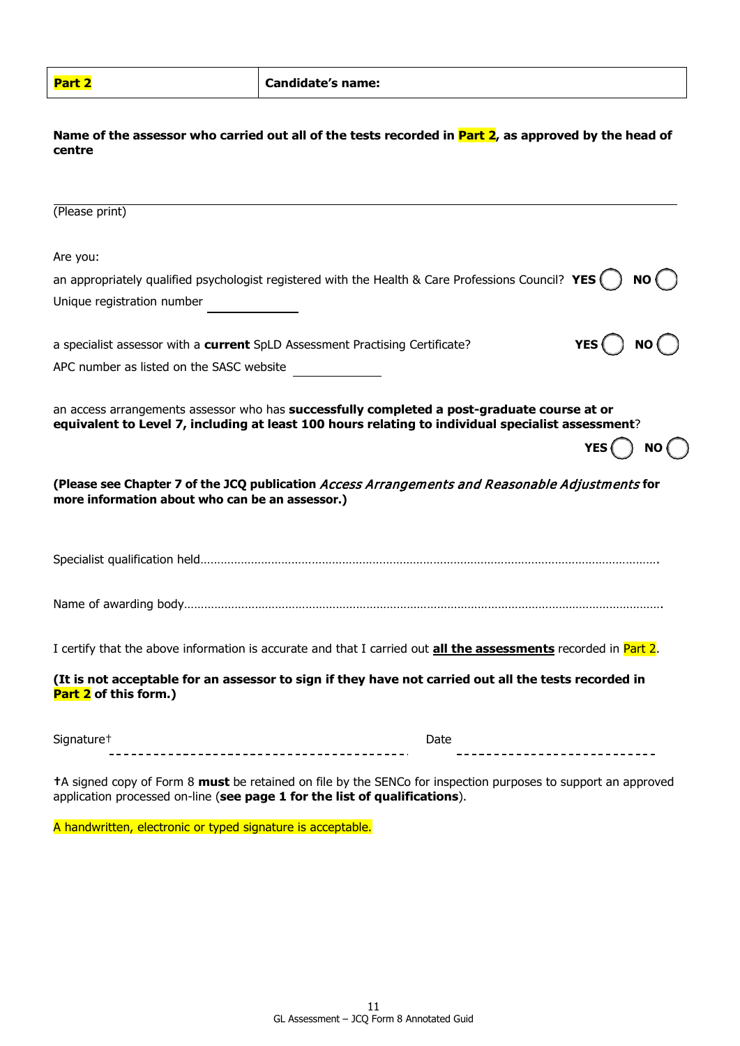| **Part 2** | **Candidate's name:** |
|---|---|

**Name of the assessor who carried out all of the tests recorded in Part 2, as approved by the head of centre**

______________________________________________________________________

(Please print)

Are you:

an appropriately qualified psychologist registered with the Health & Care Professions Council? **YES** ◯ **NO** ◯

Unique registration number ____________

a specialist assessor with a **current** SpLD Assessment Practising Certificate? **YES** ◯ **NO** ◯

APC number as listed on the SASC website ____________

an access arrangements assessor who has **successfully completed a post-graduate course at or equivalent to Level 7, including at least 100 hours relating to individual specialist assessment**?

**YES** ◯ **NO** ◯

**(Please see Chapter 7 of the JCQ publication *Access Arrangements and Reasonable Adjustments* for more information about who can be an assessor.)**

Specialist qualification held……………………………………………………………………………………………………………………….

Name of awarding body……………………………………………………………………………………………………………………………..

I certify that the above information is accurate and that I carried out **all the assessments** recorded in Part 2.

**(It is not acceptable for an assessor to sign if they have not carried out all the tests recorded in Part 2 of this form.)**

Signature† ---------------------------------------- Date ---------------------------

†A signed copy of Form 8 **must** be retained on file by the SENCo for inspection purposes to support an approved application processed on-line (**see page 1 for the list of qualifications**).

A handwritten, electronic or typed signature is acceptable.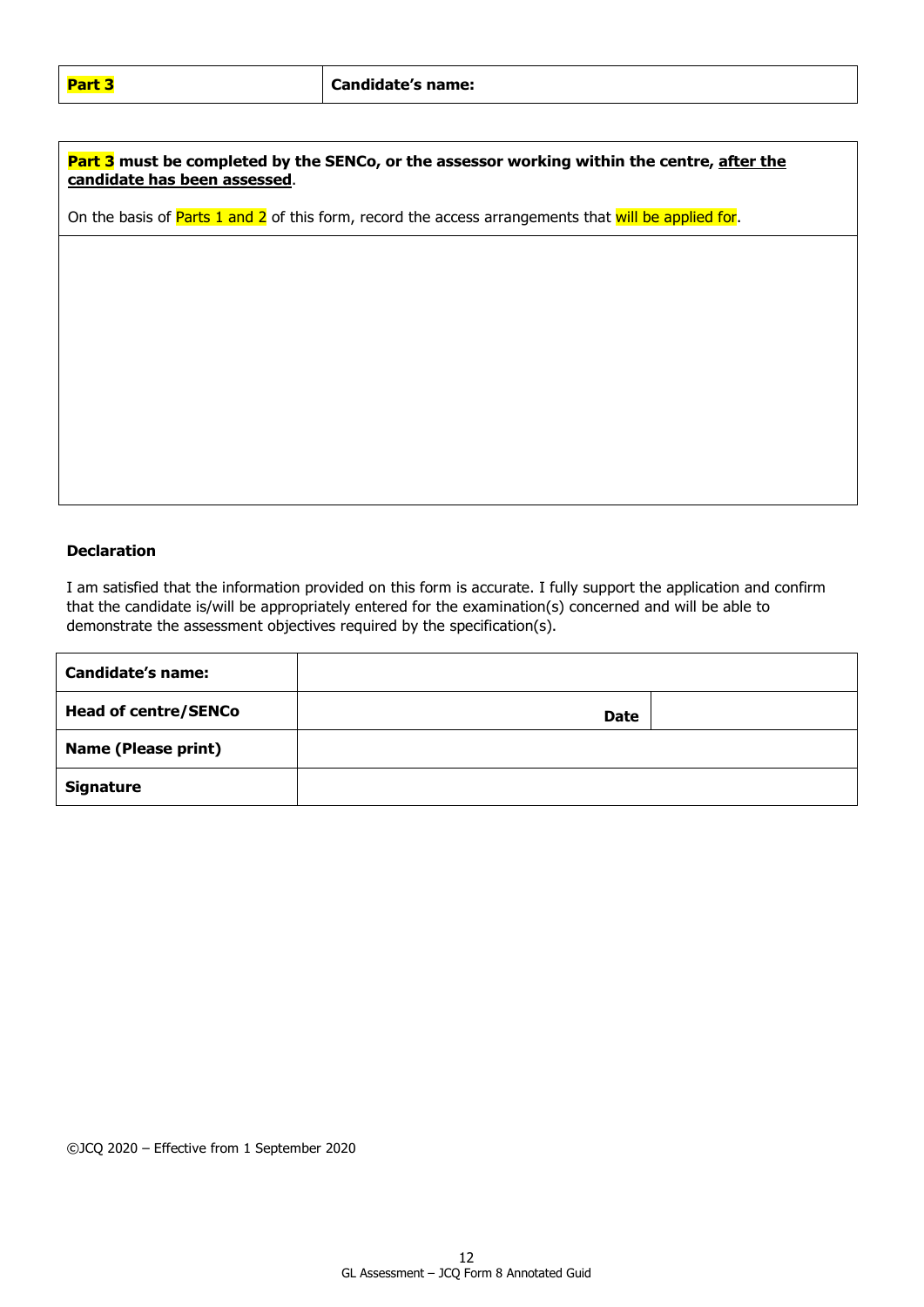| **Part 3** | **Candidate's name:** |
| --- | --- |

| |
| --- |
| **Part 3 must be completed by the SENCo, or the assessor working within the centre, <u>after the candidate has been assessed</u>**. <br><br> On the basis of Parts 1 and 2 of this form, record the access arrangements that will be applied for. |
| |

**Declaration**

I am satisfied that the information provided on this form is accurate. I fully support the application and confirm that the candidate is/will be appropriately entered for the examination(s) concerned and will be able to demonstrate the assessment objectives required by the specification(s).

| | | | |
| --- | --- | --- | --- |
| **Candidate's name:** | | | |
| **Head of centre/SENCo** | | **Date** | |
| **Name (Please print)** | | | |
| **Signature** | | | |

©JCQ 2020 – Effective from 1 September 2020